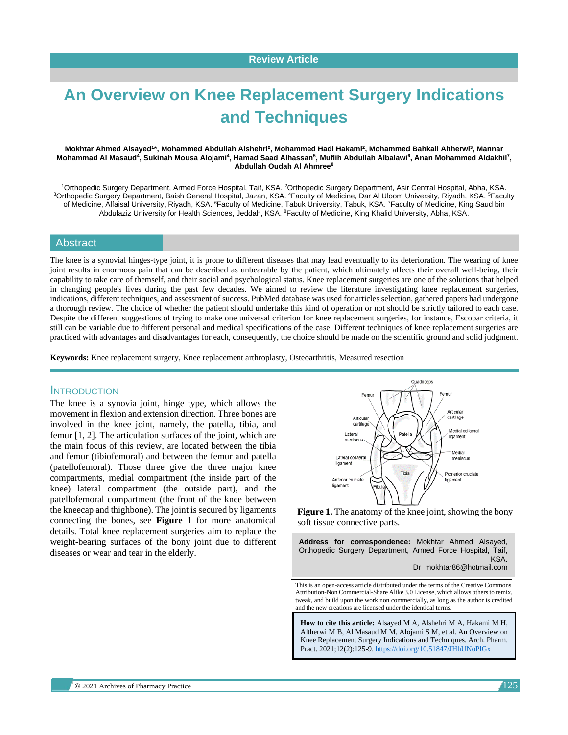Review Article

# An Overview on Knee Replacement Surgery Indications and Techniques

**Mokhtar Ahmed Alsayed[1]*, Mohammed Abdullah Alshehri[2], Mohammed Hadi Hakami[2], Mohammed Bahkali Altherwi[3], Mannar Mohammad Al Masaud[4], Sukinah Mousa Alojami[4], Hamad Saad Alhassan[5], Muflih Abdullah Albalawi[6], Anan Mohammed Aldakhil[7], Abdullah Oudah Al Ahmree[8]**

[1]Orthopedic Surgery Department, Armed Force Hospital, Taif, KSA. [2]Orthopedic Surgery Department, Asir Central Hospital, Abha, KSA. [3]Orthopedic Surgery Department, Baish General Hospital, Jazan, KSA. [4]Faculty of Medicine, Dar Al Uloom University, Riyadh, KSA. [5]Faculty of Medicine, Alfaisal University, Riyadh, KSA. [6]Faculty of Medicine, Tabuk University, Tabuk, KSA. [7]Faculty of Medicine, King Saud bin Abdulaziz University for Health Sciences, Jeddah, KSA. [8]Faculty of Medicine, King Khalid University, Abha, KSA.

## Abstract

The knee is a synovial hinges-type joint, it is prone to different diseases that may lead eventually to its deterioration. The wearing of knee joint results in enormous pain that can be described as unbearable by the patient, which ultimately affects their overall well-being, their capability to take care of themself, and their social and psychological status. Knee replacement surgeries are one of the solutions that helped in changing people's lives during the past few decades. We aimed to review the literature investigating knee replacement surgeries, indications, different techniques, and assessment of success. PubMed database was used for articles selection, gathered papers had undergone a thorough review. The choice of whether the patient should undertake this kind of operation or not should be strictly tailored to each case. Despite the different suggestions of trying to make one universal criterion for knee replacement surgeries, for instance, Escobar criteria, it still can be variable due to different personal and medical specifications of the case. Different techniques of knee replacement surgeries are practiced with advantages and disadvantages for each, consequently, the choice should be made on the scientific ground and solid judgment.

**Keywords:** Knee replacement surgery, Knee replacement arthroplasty, Osteoarthritis, Measured resection

## INTRODUCTION

The knee is a synovia joint, hinge type, which allows the movement in flexion and extension direction. Three bones are involved in the knee joint, namely, the patella, tibia, and femur [1, 2]. The articulation surfaces of the joint, which are the main focus of this review, are located between the tibia and femur (tibiofemoral) and between the femur and patella (patellofemoral). Those three give the three major knee compartments, medial compartment (the inside part of the knee) lateral compartment (the outside part), and the patellofemoral compartment (the front of the knee between the kneecap and thighbone). The joint is secured by ligaments connecting the bones, see **Figure 1** for more anatomical details. Total knee replacement surgeries aim to replace the weight-bearing surfaces of the bony joint due to different diseases or wear and tear in the elderly.

**Figure 1.** The anatomy of the knee joint, showing the bony soft tissue connective parts.

**Address for correspondence:** Mokhtar Ahmed Alsayed, Orthopedic Surgery Department, Armed Force Hospital, Taif, KSA.
Dr_mokhtar86@hotmail.com

This is an open-access article distributed under the terms of the Creative Commons Attribution-Non Commercial-Share Alike 3.0 License, which allows others to remix, tweak, and build upon the work non commercially, as long as the author is credited and the new creations are licensed under the identical terms.

**How to cite this article:** Alsayed M A, Alshehri M A, Hakami M H, Altherwi M B, Al Masaud M M, Alojami S M, et al. An Overview on Knee Replacement Surgery Indications and Techniques. Arch. Pharm. Pract. 2021;12(2):125-9. https://doi.org/10.51847/JHhUNoPlGx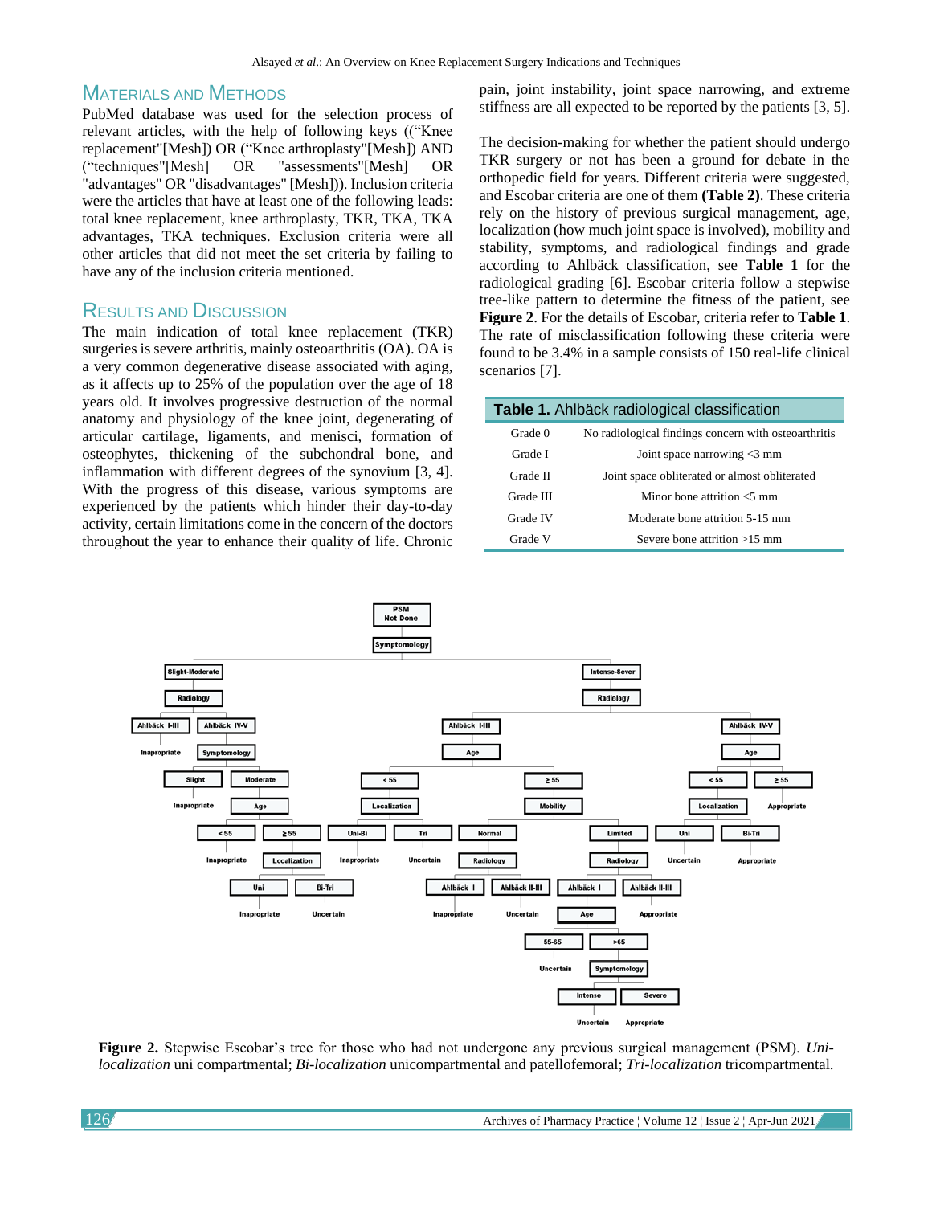## Materials and Methods

PubMed database was used for the selection process of relevant articles, with the help of following keys ((“Knee replacement"[Mesh]) OR (“Knee arthroplasty"[Mesh]) AND (“techniques"[Mesh] OR "assessments"[Mesh] OR "advantages" OR "disadvantages" [Mesh])). Inclusion criteria were the articles that have at least one of the following leads: total knee replacement, knee arthroplasty, TKR, TKA, TKA advantages, TKA techniques. Exclusion criteria were all other articles that did not meet the set criteria by failing to have any of the inclusion criteria mentioned.

## Results and Discussion

The main indication of total knee replacement (TKR) surgeries is severe arthritis, mainly osteoarthritis (OA). OA is a very common degenerative disease associated with aging, as it affects up to 25% of the population over the age of 18 years old. It involves progressive destruction of the normal anatomy and physiology of the knee joint, degenerating of articular cartilage, ligaments, and menisci, formation of osteophytes, thickening of the subchondral bone, and inflammation with different degrees of the synovium [3, 4]. With the progress of this disease, various symptoms are experienced by the patients which hinder their day-to-day activity, certain limitations come in the concern of the doctors throughout the year to enhance their quality of life. Chronic pain, joint instability, joint space narrowing, and extreme stiffness are all expected to be reported by the patients [3, 5].

The decision-making for whether the patient should undergo TKR surgery or not has been a ground for debate in the orthopedic field for years. Different criteria were suggested, and Escobar criteria are one of them **(Table 2)**. These criteria rely on the history of previous surgical management, age, localization (how much joint space is involved), mobility and stability, symptoms, and radiological findings and grade according to Ahlbäck classification, see **Table 1** for the radiological grading [6]. Escobar criteria follow a stepwise tree-like pattern to determine the fitness of the patient, see **Figure 2**. For the details of Escobar, criteria refer to **Table 1**. The rate of misclassification following these criteria were found to be 3.4% in a sample consists of 150 real-life clinical scenarios [7].

**Table 1.** Ahlbäck radiological classification

| Grade | Description |
|---|---|
| Grade 0 | No radiological findings concern with osteoarthritis |
| Grade I | Joint space narrowing <3 mm |
| Grade II | Joint space obliterated or almost obliterated |
| Grade III | Minor bone attrition <5 mm |
| Grade IV | Moderate bone attrition 5-15 mm |
| Grade V | Severe bone attrition >15 mm |

**Figure 2.** Stepwise Escobar’s tree for those who had not undergone any previous surgical management (PSM). *Uni-localization* uni compartmental; *Bi-localization* unicompartmental and patellofemoral; *Tri-localization* tricompartmental.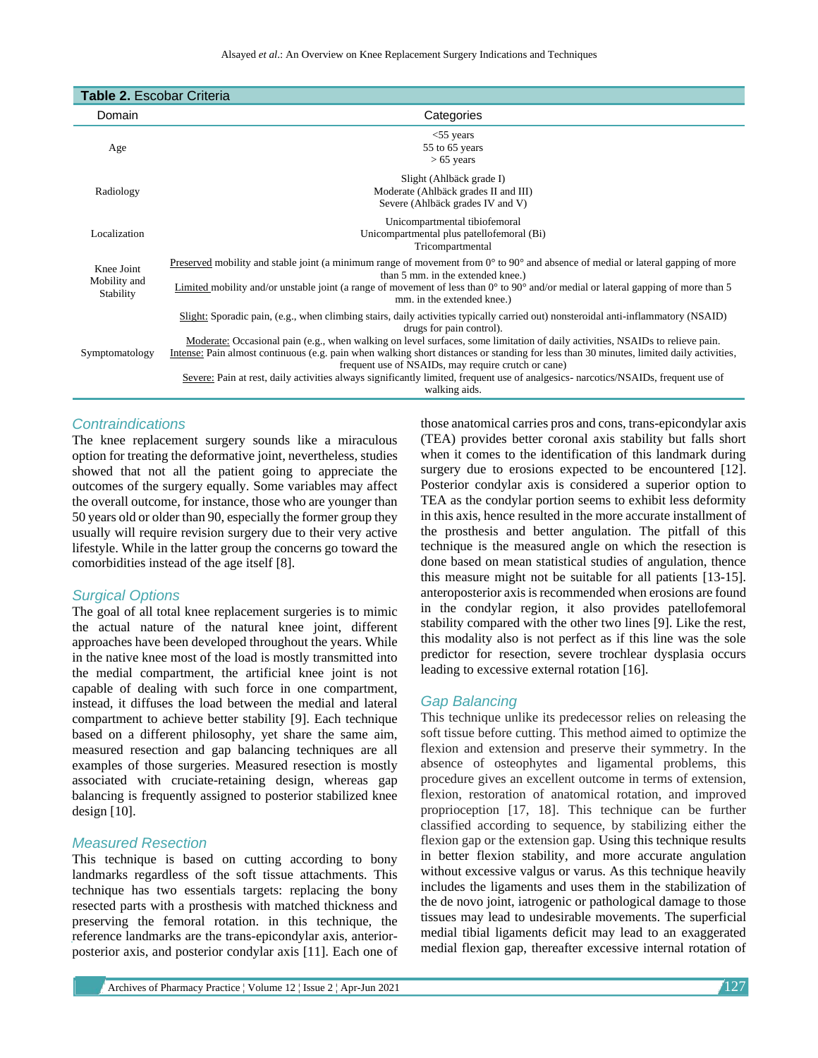**Table 2.** Escobar Criteria

| Domain | Categories |
|---|---|
| Age | <55 years<br>55 to 65 years<br>> 65 years |
| Radiology | Slight (Ahlbäck grade I)<br>Moderate (Ahlbäck grades II and III)<br>Severe (Ahlbäck grades IV and V) |
| Localization | Unicompartmental tibiofemoral<br>Unicompartmental plus patellofemoral (Bi)<br>Tricompartmental |
| Knee Joint Mobility and Stability | Preserved mobility and stable joint (a minimum range of movement from 0° to 90° and absence of medial or lateral gapping of more than 5 mm. in the extended knee.)<br>Limited mobility and/or unstable joint (a range of movement of less than 0° to 90° and/or medial or lateral gapping of more than 5 mm. in the extended knee.) |
| Symptomatology | Slight: Sporadic pain, (e.g., when climbing stairs, daily activities typically carried out) nonsteroidal anti-inflammatory (NSAID) drugs for pain control).<br>Moderate: Occasional pain (e.g., when walking on level surfaces, some limitation of daily activities, NSAIDs to relieve pain.<br>Intense: Pain almost continuous (e.g. pain when walking short distances or standing for less than 30 minutes, limited daily activities, frequent use of NSAIDs, may require crutch or cane)<br>Severe: Pain at rest, daily activities always significantly limited, frequent use of analgesics- narcotics/NSAIDs, frequent use of walking aids. |

## Contraindications

The knee replacement surgery sounds like a miraculous option for treating the deformative joint, nevertheless, studies showed that not all the patient going to appreciate the outcomes of the surgery equally. Some variables may affect the overall outcome, for instance, those who are younger than 50 years old or older than 90, especially the former group they usually will require revision surgery due to their very active lifestyle. While in the latter group the concerns go toward the comorbidities instead of the age itself [8].

## Surgical Options

The goal of all total knee replacement surgeries is to mimic the actual nature of the natural knee joint, different approaches have been developed throughout the years. While in the native knee most of the load is mostly transmitted into the medial compartment, the artificial knee joint is not capable of dealing with such force in one compartment, instead, it diffuses the load between the medial and lateral compartment to achieve better stability [9]. Each technique based on a different philosophy, yet share the same aim, measured resection and gap balancing techniques are all examples of those surgeries. Measured resection is mostly associated with cruciate-retaining design, whereas gap balancing is frequently assigned to posterior stabilized knee design [10].

## Measured Resection

This technique is based on cutting according to bony landmarks regardless of the soft tissue attachments. This technique has two essentials targets: replacing the bony resected parts with a prosthesis with matched thickness and preserving the femoral rotation. in this technique, the reference landmarks are the trans-epicondylar axis, anterior-posterior axis, and posterior condylar axis [11]. Each one of those anatomical carries pros and cons, trans-epicondylar axis (TEA) provides better coronal axis stability but falls short when it comes to the identification of this landmark during surgery due to erosions expected to be encountered [12]. Posterior condylar axis is considered a superior option to TEA as the condylar portion seems to exhibit less deformity in this axis, hence resulted in the more accurate installment of the prosthesis and better angulation. The pitfall of this technique is the measured angle on which the resection is done based on mean statistical studies of angulation, thence this measure might not be suitable for all patients [13-15]. anteroposterior axis is recommended when erosions are found in the condylar region, it also provides patellofemoral stability compared with the other two lines [9]. Like the rest, this modality also is not perfect as if this line was the sole predictor for resection, severe trochlear dysplasia occurs leading to excessive external rotation [16].

## Gap Balancing

This technique unlike its predecessor relies on releasing the soft tissue before cutting. This method aimed to optimize the flexion and extension and preserve their symmetry. In the absence of osteophytes and ligamental problems, this procedure gives an excellent outcome in terms of extension, flexion, restoration of anatomical rotation, and improved proprioception [17, 18]. This technique can be further classified according to sequence, by stabilizing either the flexion gap or the extension gap. Using this technique results in better flexion stability, and more accurate angulation without excessive valgus or varus. As this technique heavily includes the ligaments and uses them in the stabilization of the de novo joint, iatrogenic or pathological damage to those tissues may lead to undesirable movements. The superficial medial tibial ligaments deficit may lead to an exaggerated medial flexion gap, thereafter excessive internal rotation of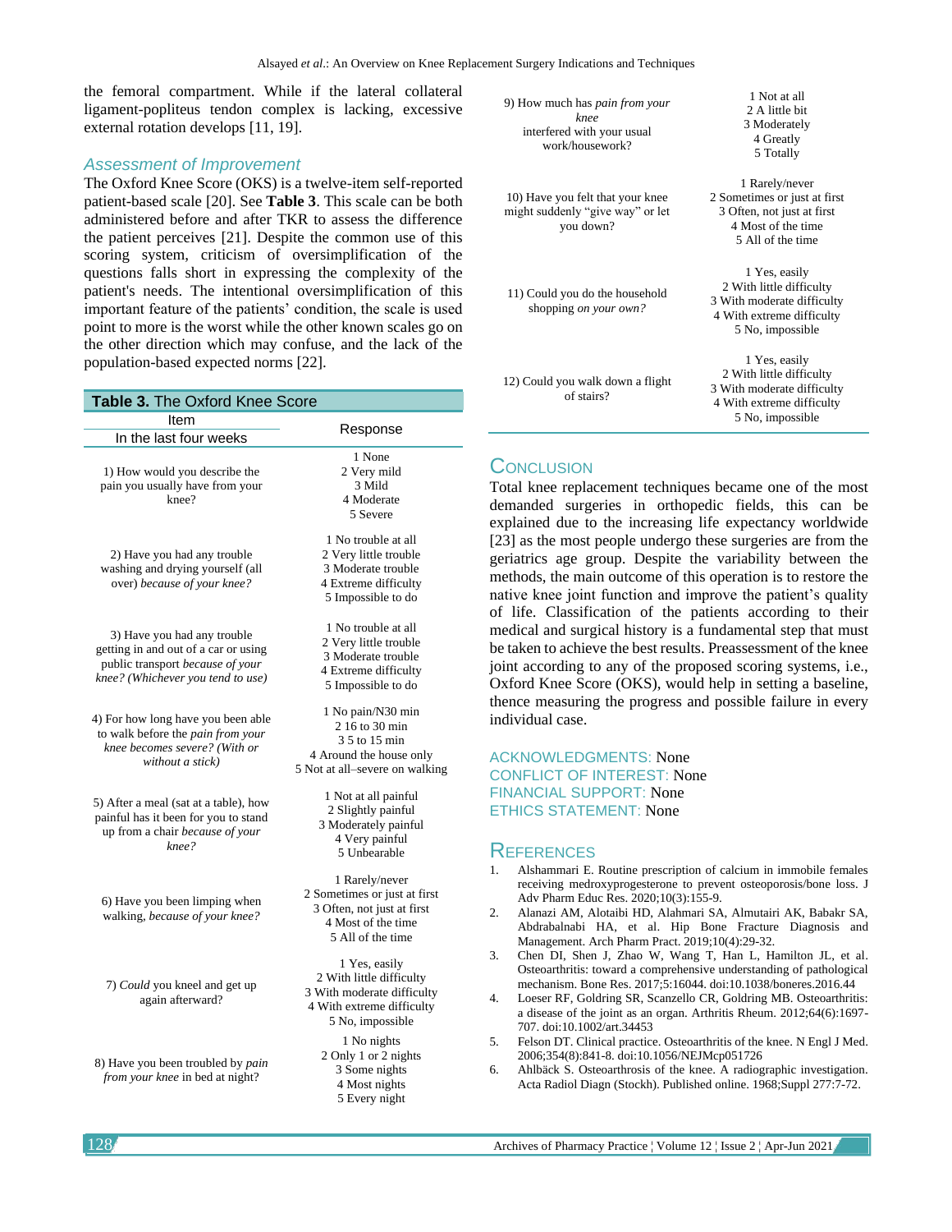the femoral compartment. While if the lateral collateral ligament-popliteus tendon complex is lacking, excessive external rotation develops [11, 19].

### Assessment of Improvement

The Oxford Knee Score (OKS) is a twelve-item self-reported patient-based scale [20]. See **Table 3**. This scale can be both administered before and after TKR to assess the difference the patient perceives [21]. Despite the common use of this scoring system, criticism of oversimplification of the questions falls short in expressing the complexity of the patient's needs. The intentional oversimplification of this important feature of the patients' condition, the scale is used point to more is the worst while the other known scales go on the other direction which may confuse, and the lack of the population-based expected norms [22].

**Table 3.** The Oxford Knee Score

| Item<br>In the last four weeks | Response |
|---|---|
| 1) How would you describe the pain you usually have from your knee? | 1 None<br>2 Very mild<br>3 Mild<br>4 Moderate<br>5 Severe |
| 2) Have you had any trouble washing and drying yourself (all over) *because of your knee?* | 1 No trouble at all<br>2 Very little trouble<br>3 Moderate trouble<br>4 Extreme difficulty<br>5 Impossible to do |
| 3) Have you had any trouble getting in and out of a car or using public transport *because of your knee? (Whichever you tend to use)* | 1 No trouble at all<br>2 Very little trouble<br>3 Moderate trouble<br>4 Extreme difficulty<br>5 Impossible to do |
| 4) For how long have you been able to walk before the *pain from your knee becomes severe? (With or without a stick)* | 1 No pain/N30 min<br>2 16 to 30 min<br>3 5 to 15 min<br>4 Around the house only<br>5 Not at all–severe on walking |
| 5) After a meal (sat at a table), how painful has it been for you to stand up from a chair *because of your knee?* | 1 Not at all painful<br>2 Slightly painful<br>3 Moderately painful<br>4 Very painful<br>5 Unbearable |
| 6) Have you been limping when walking, *because of your knee?* | 1 Rarely/never<br>2 Sometimes or just at first<br>3 Often, not just at first<br>4 Most of the time<br>5 All of the time |
| 7) *Could* you kneel and get up again afterward? | 1 Yes, easily<br>2 With little difficulty<br>3 With moderate difficulty<br>4 With extreme difficulty<br>5 No, impossible |
| 8) Have you been troubled by *pain from your knee* in bed at night? | 1 No nights<br>2 Only 1 or 2 nights<br>3 Some nights<br>4 Most nights<br>5 Every night |
| 9) How much has *pain from your knee* interfered with your usual work/housework? | 1 Not at all<br>2 A little bit<br>3 Moderately<br>4 Greatly<br>5 Totally |
| 10) Have you felt that your knee might suddenly "give way" or let you down? | 1 Rarely/never<br>2 Sometimes or just at first<br>3 Often, not just at first<br>4 Most of the time<br>5 All of the time |
| 11) Could you do the household shopping *on your own?* | 1 Yes, easily<br>2 With little difficulty<br>3 With moderate difficulty<br>4 With extreme difficulty<br>5 No, impossible |
| 12) Could you walk down a flight of stairs? | 1 Yes, easily<br>2 With little difficulty<br>3 With moderate difficulty<br>4 With extreme difficulty<br>5 No, impossible |

## Conclusion

Total knee replacement techniques became one of the most demanded surgeries in orthopedic fields, this can be explained due to the increasing life expectancy worldwide [23] as the most people undergo these surgeries are from the geriatrics age group. Despite the variability between the methods, the main outcome of this operation is to restore the native knee joint function and improve the patient's quality of life. Classification of the patients according to their medical and surgical history is a fundamental step that must be taken to achieve the best results. Preassessment of the knee joint according to any of the proposed scoring systems, i.e., Oxford Knee Score (OKS), would help in setting a baseline, thence measuring the progress and possible failure in every individual case.

ACKNOWLEDGMENTS: None

CONFLICT OF INTEREST: None

FINANCIAL SUPPORT: None

ETHICS STATEMENT: None

## References

1. Alshammari E. Routine prescription of calcium in immobile females receiving medroxyprogesterone to prevent osteoporosis/bone loss. J Adv Pharm Educ Res. 2020;10(3):155-9.
2. Alanazi AM, Alotaibi HD, Alahmari SA, Almutairi AK, Babakr SA, Abdrabalnabi HA, et al. Hip Bone Fracture Diagnosis and Management. Arch Pharm Pract. 2019;10(4):29-32.
3. Chen DI, Shen J, Zhao W, Wang T, Han L, Hamilton JL, et al. Osteoarthritis: toward a comprehensive understanding of pathological mechanism. Bone Res. 2017;5:16044. doi:10.1038/boneres.2016.44
4. Loeser RF, Goldring SR, Scanzello CR, Goldring MB. Osteoarthritis: a disease of the joint as an organ. Arthritis Rheum. 2012;64(6):1697-707. doi:10.1002/art.34453
5. Felson DT. Clinical practice. Osteoarthritis of the knee. N Engl J Med. 2006;354(8):841-8. doi:10.1056/NEJMcp051726
6. Ahlbäck S. Osteoarthrosis of the knee. A radiographic investigation. Acta Radiol Diagn (Stockh). Published online. 1968;Suppl 277:7-72.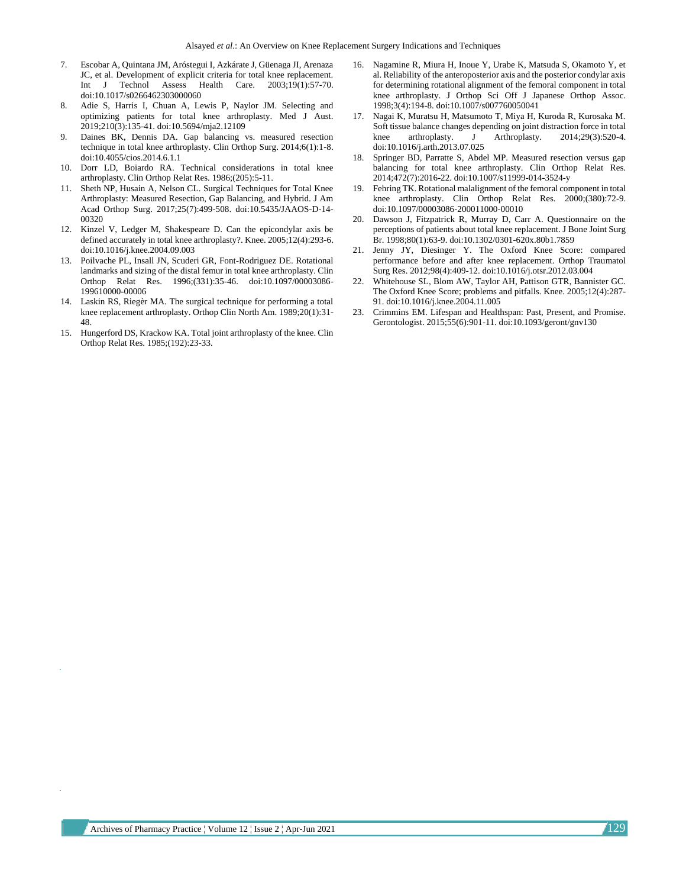7. Escobar A, Quintana JM, Aróstegui I, Azkárate J, Güenaga JI, Arenaza JC, et al. Development of explicit criteria for total knee replacement. Int J Technol Assess Health Care. 2003;19(1):57-70. doi:10.1017/s0266462303000060
8. Adie S, Harris I, Chuan A, Lewis P, Naylor JM. Selecting and optimizing patients for total knee arthroplasty. Med J Aust. 2019;210(3):135-41. doi:10.5694/mja2.12109
9. Daines BK, Dennis DA. Gap balancing vs. measured resection technique in total knee arthroplasty. Clin Orthop Surg. 2014;6(1):1-8. doi:10.4055/cios.2014.6.1.1
10. Dorr LD, Boiardo RA. Technical considerations in total knee arthroplasty. Clin Orthop Relat Res. 1986;(205):5-11.
11. Sheth NP, Husain A, Nelson CL. Surgical Techniques for Total Knee Arthroplasty: Measured Resection, Gap Balancing, and Hybrid. J Am Acad Orthop Surg. 2017;25(7):499-508. doi:10.5435/JAAOS-D-14-00320
12. Kinzel V, Ledger M, Shakespeare D. Can the epicondylar axis be defined accurately in total knee arthroplasty?. Knee. 2005;12(4):293-6. doi:10.1016/j.knee.2004.09.003
13. Poilvache PL, Insall JN, Scuderi GR, Font-Rodriguez DE. Rotational landmarks and sizing of the distal femur in total knee arthroplasty. Clin Orthop Relat Res. 1996;(331):35-46. doi:10.1097/00003086-199610000-00006
14. Laskin RS, Riegèr MA. The surgical technique for performing a total knee replacement arthroplasty. Orthop Clin North Am. 1989;20(1):31-48.
15. Hungerford DS, Krackow KA. Total joint arthroplasty of the knee. Clin Orthop Relat Res. 1985;(192):23-33.
16. Nagamine R, Miura H, Inoue Y, Urabe K, Matsuda S, Okamoto Y, et al. Reliability of the anteroposterior axis and the posterior condylar axis for determining rotational alignment of the femoral component in total knee arthroplasty. J Orthop Sci Off J Japanese Orthop Assoc. 1998;3(4):194-8. doi:10.1007/s007760050041
17. Nagai K, Muratsu H, Matsumoto T, Miya H, Kuroda R, Kurosaka M. Soft tissue balance changes depending on joint distraction force in total knee arthroplasty. J Arthroplasty. 2014;29(3):520-4. doi:10.1016/j.arth.2013.07.025
18. Springer BD, Parratte S, Abdel MP. Measured resection versus gap balancing for total knee arthroplasty. Clin Orthop Relat Res. 2014;472(7):2016-22. doi:10.1007/s11999-014-3524-y
19. Fehring TK. Rotational malalignment of the femoral component in total knee arthroplasty. Clin Orthop Relat Res. 2000;(380):72-9. doi:10.1097/00003086-200011000-00010
20. Dawson J, Fitzpatrick R, Murray D, Carr A. Questionnaire on the perceptions of patients about total knee replacement. J Bone Joint Surg Br. 1998;80(1):63-9. doi:10.1302/0301-620x.80b1.7859
21. Jenny JY, Diesinger Y. The Oxford Knee Score: compared performance before and after knee replacement. Orthop Traumatol Surg Res. 2012;98(4):409-12. doi:10.1016/j.otsr.2012.03.004
22. Whitehouse SL, Blom AW, Taylor AH, Pattison GTR, Bannister GC. The Oxford Knee Score; problems and pitfalls. Knee. 2005;12(4):287-91. doi:10.1016/j.knee.2004.11.005
23. Crimmins EM. Lifespan and Healthspan: Past, Present, and Promise. Gerontologist. 2015;55(6):901-11. doi:10.1093/geront/gnv130